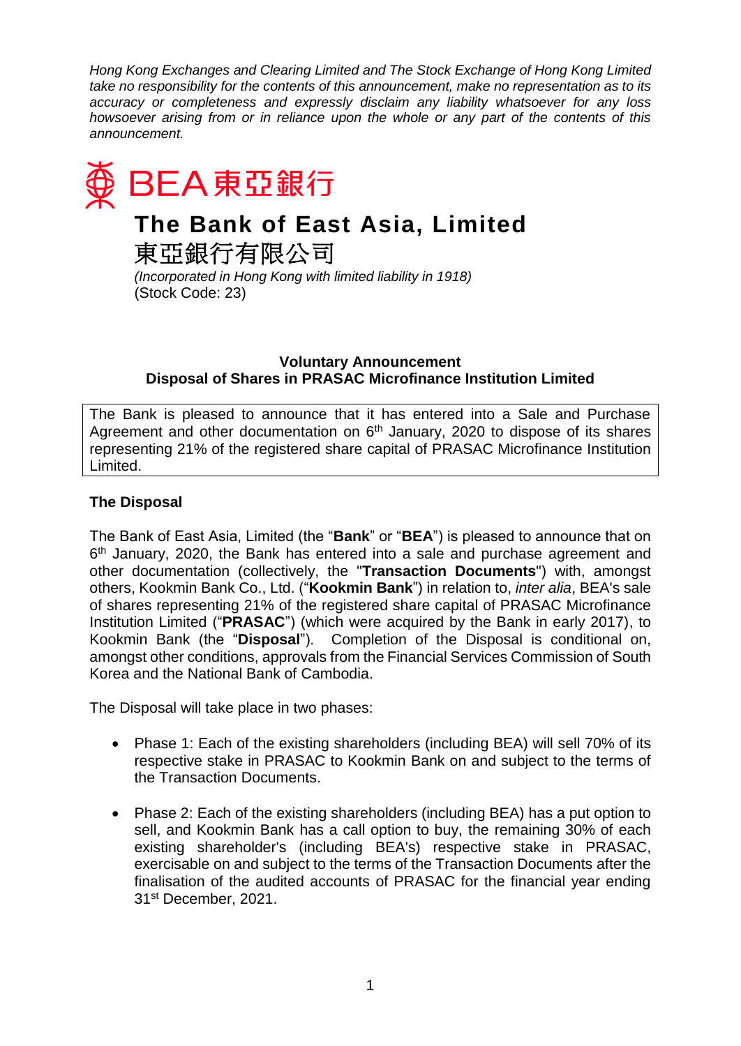*Hong Kong Exchanges and Clearing Limited and The Stock Exchange of Hong Kong Limited take no responsibility for the contents of this announcement, make no representation as to its accuracy or completeness and expressly disclaim any liability whatsoever for any loss howsoever arising from or in reliance upon the whole or any part of the contents of this announcement.*

BEA 東亞銀行

# The Bank of East Asia, Limited
# 東亞銀行有限公司

*(Incorporated in Hong Kong with limited liability in 1918)*
(Stock Code: 23)

## Voluntary Announcement
## Disposal of Shares in PRASAC Microfinance Institution Limited

The Bank is pleased to announce that it has entered into a Sale and Purchase Agreement and other documentation on 6th January, 2020 to dispose of its shares representing 21% of the registered share capital of PRASAC Microfinance Institution Limited.

**The Disposal**

The Bank of East Asia, Limited (the "**Bank**" or "**BEA**") is pleased to announce that on 6th January, 2020, the Bank has entered into a sale and purchase agreement and other documentation (collectively, the "**Transaction Documents**") with, amongst others, Kookmin Bank Co., Ltd. ("**Kookmin Bank**") in relation to, *inter alia*, BEA's sale of shares representing 21% of the registered share capital of PRASAC Microfinance Institution Limited ("**PRASAC**") (which were acquired by the Bank in early 2017), to Kookmin Bank (the "**Disposal**"). Completion of the Disposal is conditional on, amongst other conditions, approvals from the Financial Services Commission of South Korea and the National Bank of Cambodia.

The Disposal will take place in two phases:

- Phase 1: Each of the existing shareholders (including BEA) will sell 70% of its respective stake in PRASAC to Kookmin Bank on and subject to the terms of the Transaction Documents.
- Phase 2: Each of the existing shareholders (including BEA) has a put option to sell, and Kookmin Bank has a call option to buy, the remaining 30% of each existing shareholder's (including BEA's) respective stake in PRASAC, exercisable on and subject to the terms of the Transaction Documents after the finalisation of the audited accounts of PRASAC for the financial year ending 31st December, 2021.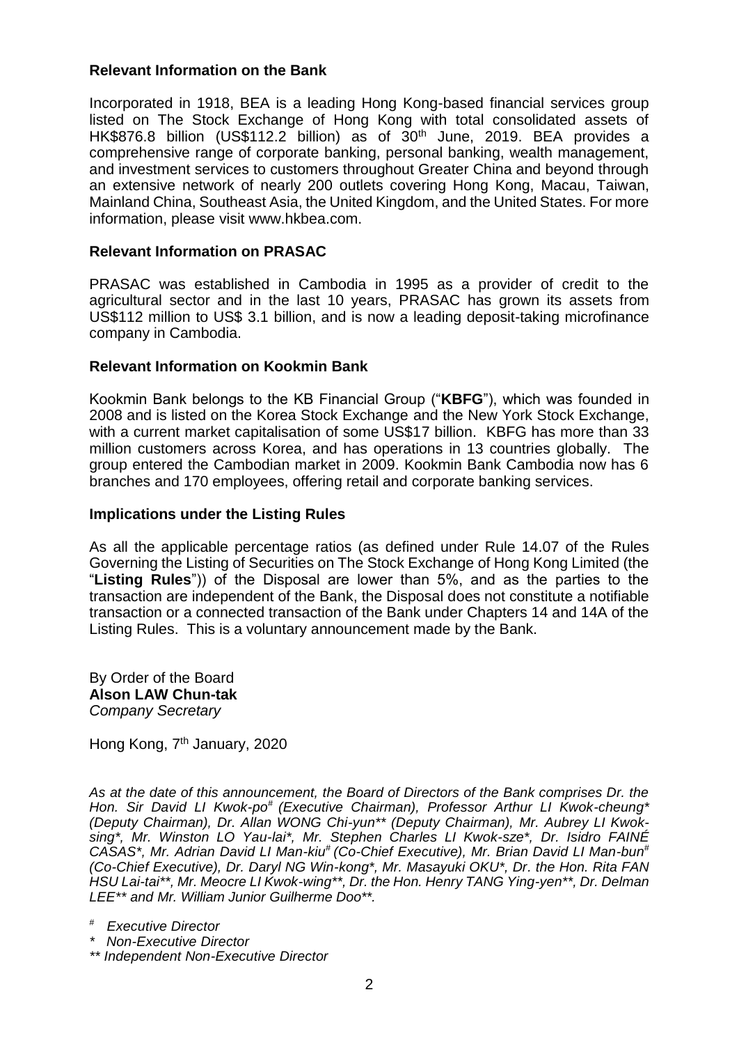**Relevant Information on the Bank**

Incorporated in 1918, BEA is a leading Hong Kong-based financial services group listed on The Stock Exchange of Hong Kong with total consolidated assets of HK$876.8 billion (US$112.2 billion) as of 30th June, 2019. BEA provides a comprehensive range of corporate banking, personal banking, wealth management, and investment services to customers throughout Greater China and beyond through an extensive network of nearly 200 outlets covering Hong Kong, Macau, Taiwan, Mainland China, Southeast Asia, the United Kingdom, and the United States. For more information, please visit www.hkbea.com.

**Relevant Information on PRASAC**

PRASAC was established in Cambodia in 1995 as a provider of credit to the agricultural sector and in the last 10 years, PRASAC has grown its assets from US$112 million to US$ 3.1 billion, and is now a leading deposit-taking microfinance company in Cambodia.

**Relevant Information on Kookmin Bank**

Kookmin Bank belongs to the KB Financial Group ("**KBFG**"), which was founded in 2008 and is listed on the Korea Stock Exchange and the New York Stock Exchange, with a current market capitalisation of some US$17 billion. KBFG has more than 33 million customers across Korea, and has operations in 13 countries globally. The group entered the Cambodian market in 2009. Kookmin Bank Cambodia now has 6 branches and 170 employees, offering retail and corporate banking services.

**Implications under the Listing Rules**

As all the applicable percentage ratios (as defined under Rule 14.07 of the Rules Governing the Listing of Securities on The Stock Exchange of Hong Kong Limited (the "**Listing Rules**")) of the Disposal are lower than 5%, and as the parties to the transaction are independent of the Bank, the Disposal does not constitute a notifiable transaction or a connected transaction of the Bank under Chapters 14 and 14A of the Listing Rules. This is a voluntary announcement made by the Bank.

By Order of the Board
**Alson LAW Chun-tak**
*Company Secretary*

Hong Kong, 7th January, 2020

*As at the date of this announcement, the Board of Directors of the Bank comprises Dr. the Hon. Sir David LI Kwok-po# (Executive Chairman), Professor Arthur LI Kwok-cheung* (Deputy Chairman), Dr. Allan WONG Chi-yun** (Deputy Chairman), Mr. Aubrey LI Kwok-sing*, Mr. Winston LO Yau-lai*, Mr. Stephen Charles LI Kwok-sze*, Dr. Isidro FAINÉ CASAS*, Mr. Adrian David LI Man-kiu# (Co-Chief Executive), Mr. Brian David LI Man-bun# (Co-Chief Executive), Dr. Daryl NG Win-kong*, Mr. Masayuki OKU*, Dr. the Hon. Rita FAN HSU Lai-tai**, Mr. Meocre LI Kwok-wing**, Dr. the Hon. Henry TANG Ying-yen**, Dr. Delman LEE** and Mr. William Junior Guilherme Doo**.*

*# Executive Director*
** Non-Executive Director*
*** Independent Non-Executive Director*